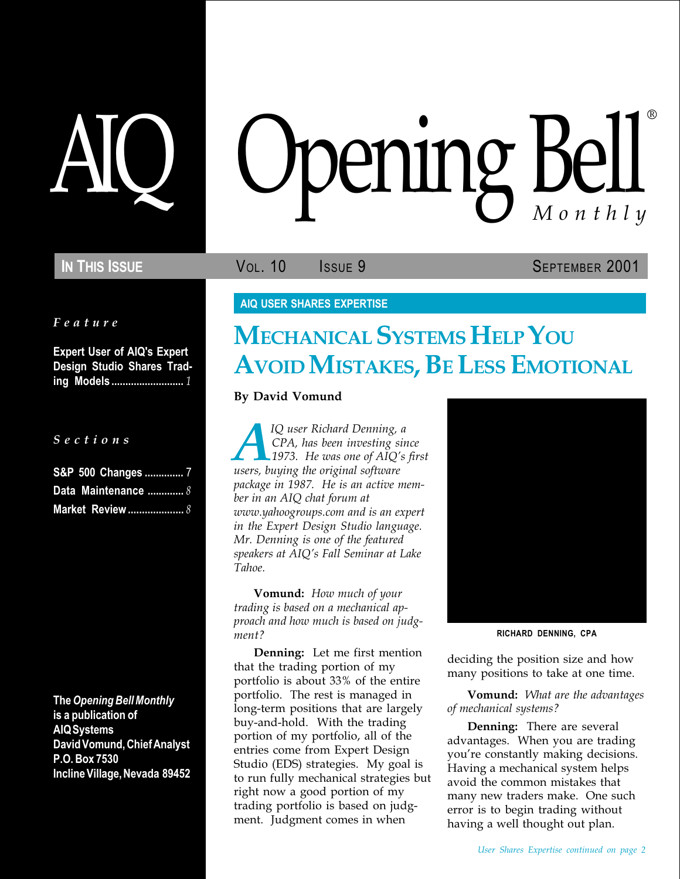# AIQ Opening Bell® Monthly

**In This Issue** — Vol. 10 Issue 9 — September 2001

*Feature*

**Expert User of AIQ's Expert Design Studio Shares Trading Models** .......... 1

*Sections*

**S&P 500 Changes** .............. 7
**Data Maintenance** ............. 8
**Market Review** .................... 8

**The *Opening Bell Monthly* is a publication of AIQ Systems**
**David Vomund, Chief Analyst**
**P.O. Box 7530**
**Incline Village, Nevada 89452**

AIQ USER SHARES EXPERTISE

## Mechanical Systems Help You Avoid Mistakes, Be Less Emotional

**By David Vomund**

*AIQ user Richard Denning, a CPA, has been investing since 1973. He was one of AIQ's first users, buying the original software package in 1987. He is an active member in an AIQ chat forum at www.yahoogroups.com and is an expert in the Expert Design Studio language. Mr. Denning is one of the featured speakers at AIQ's Fall Seminar at Lake Tahoe.*

**Vomund:** *How much of your trading is based on a mechanical approach and how much is based on judgment?*

**Denning:** Let me first mention that the trading portion of my portfolio is about 33% of the entire portfolio. The rest is managed in long-term positions that are largely buy-and-hold. With the trading portion of my portfolio, all of the entries come from Expert Design Studio (EDS) strategies. My goal is to run fully mechanical strategies but right now a good portion of my trading portfolio is based on judgment. Judgment comes in when deciding the position size and how many positions to take at one time.

RICHARD DENNING, CPA

**Vomund:** *What are the advantages of mechanical systems?*

**Denning:** There are several advantages. When you are trading you're constantly making decisions. Having a mechanical system helps avoid the common mistakes that many new traders make. One such error is to begin trading without having a well thought out plan.

*User Shares Expertise continued on page 2*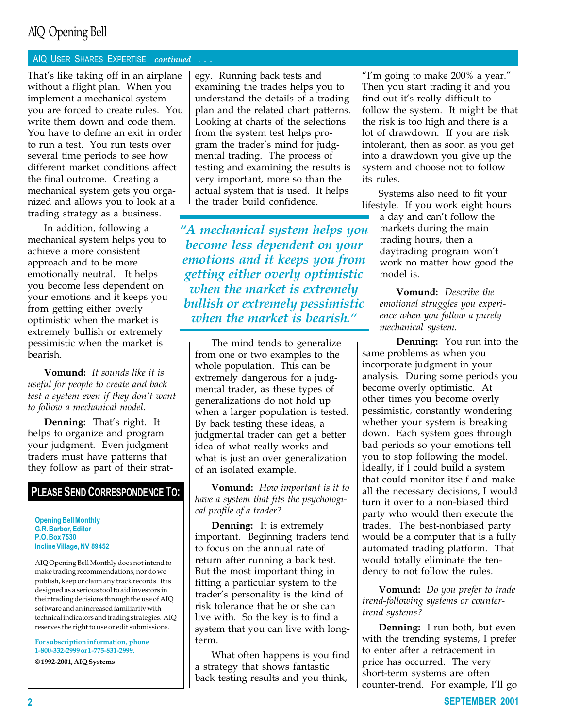## AIQ User Shares Expertise *continued . . .*

That's like taking off in an airplane without a flight plan. When you implement a mechanical system you are forced to create rules. You write them down and code them. You have to define an exit in order to run a test. You run tests over several time periods to see how different market conditions affect the final outcome. Creating a mechanical system gets you organized and allows you to look at a trading strategy as a business.

In addition, following a mechanical system helps you to achieve a more consistent approach and to be more emotionally neutral. It helps you become less dependent on your emotions and it keeps you from getting either overly optimistic when the market is extremely bullish or extremely pessimistic when the market is bearish.

**Vomund:** *It sounds like it is useful for people to create and back test a system even if they don't want to follow a mechanical model.*

**Denning:** That's right. It helps to organize and program your judgment. Even judgment traders must have patterns that they follow as part of their strategy. Running back tests and examining the trades helps you to understand the details of a trading plan and the related chart patterns. Looking at charts of the selections from the system test helps program the trader's mind for judgmental trading. The process of testing and examining the results is very important, more so than the actual system that is used. It helps the trader build confidence.

> *"A mechanical system helps you become less dependent on your emotions and it keeps you from getting either overly optimistic when the market is extremely bullish or extremely pessimistic when the market is bearish."*

The mind tends to generalize from one or two examples to the whole population. This can be extremely dangerous for a judgmental trader, as these types of generalizations do not hold up when a larger population is tested. By back testing these ideas, a judgmental trader can get a better idea of what really works and what is just an over generalization of an isolated example.

**Vomund:** *How important is it to have a system that fits the psychological profile of a trader?*

**Denning:** It is extremely important. Beginning traders tend to focus on the annual rate of return after running a back test. But the most important thing in fitting a particular system to the trader's personality is the kind of risk tolerance that he or she can live with. So the key is to find a system that you can live with long-term.

What often happens is you find a strategy that shows fantastic back testing results and you think, "I'm going to make 200% a year." Then you start trading it and you find out it's really difficult to follow the system. It might be that the risk is too high and there is a lot of drawdown. If you are risk intolerant, then as soon as you get into a drawdown you give up the system and choose not to follow its rules.

Systems also need to fit your lifestyle. If you work eight hours a day and can't follow the markets during the main trading hours, then a daytrading program won't work no matter how good the model is.

**Vomund:** *Describe the emotional struggles you experience when you follow a purely mechanical system.*

**Denning:** You run into the same problems as when you incorporate judgment in your analysis. During some periods you become overly optimistic. At other times you become overly pessimistic, constantly wondering whether your system is breaking down. Each system goes through bad periods so your emotions tell you to stop following the model. Ideally, if I could build a system that could monitor itself and make all the necessary decisions, I would turn it over to a non-biased third party who would then execute the trades. The best-nonbiased party would be a computer that is a fully automated trading platform. That would totally eliminate the tendency to not follow the rules.

**Vomund:** *Do you prefer to trade trend-following systems or counter-trend systems?*

**Denning:** I run both, but even with the trending systems, I prefer to enter after a retracement in price has occurred. The very short-term systems are often counter-trend. For example, I'll go

---

### Please Send Correspondence To:

**Opening Bell Monthly**
**G.R. Barbor, Editor**
**P.O. Box 7530**
**Incline Village, NV 89452**

AIQ Opening Bell Monthly does not intend to make trading recommendations, nor do we publish, keep or claim any track records. It is designed as a serious tool to aid investors in their trading decisions through the use of AIQ software and an increased familiarity with technical indicators and trading strategies. AIQ reserves the right to use or edit submissions.

**For subscription information, phone 1-800-332-2999 or 1-775-831-2999.**

**© 1992-2001, AIQ Systems**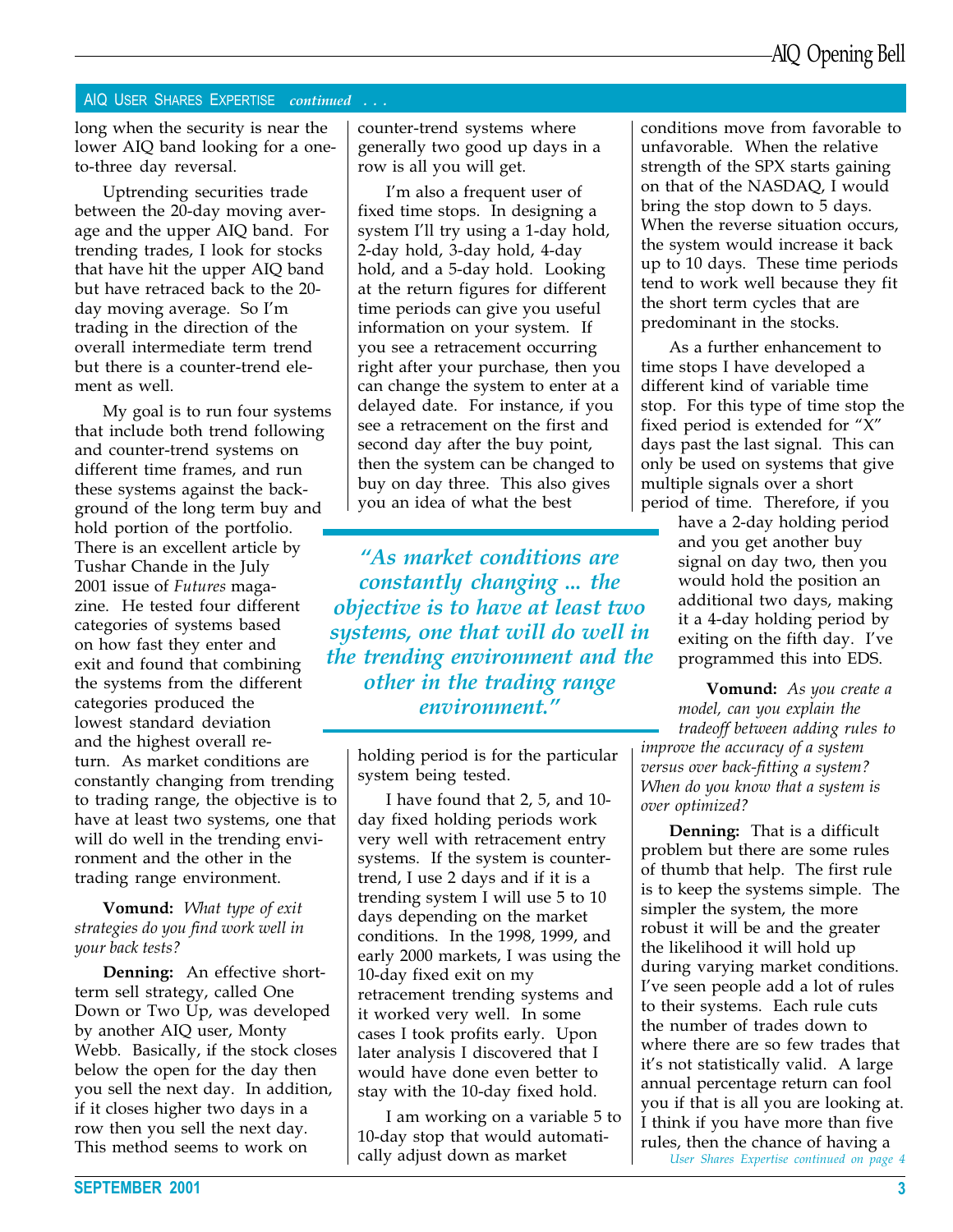## AIQ USER SHARES EXPERTISE *continued . . .*

long when the security is near the lower AIQ band looking for a one-to-three day reversal.

Uptrending securities trade between the 20-day moving average and the upper AIQ band. For trending trades, I look for stocks that have hit the upper AIQ band but have retraced back to the 20-day moving average. So I'm trading in the direction of the overall intermediate term trend but there is a counter-trend element as well.

My goal is to run four systems that include both trend following and counter-trend systems on different time frames, and run these systems against the background of the long term buy and hold portion of the portfolio. There is an excellent article by Tushar Chande in the July 2001 issue of *Futures* magazine. He tested four different categories of systems based on how fast they enter and exit and found that combining the systems from the different categories produced the lowest standard deviation and the highest overall return. As market conditions are constantly changing from trending to trading range, the objective is to have at least two systems, one that will do well in the trending environment and the other in the trading range environment.

**Vomund:** *What type of exit strategies do you find work well in your back tests?*

**Denning:** An effective short-term sell strategy, called One Down or Two Up, was developed by another AIQ user, Monty Webb. Basically, if the stock closes below the open for the day then you sell the next day. In addition, if it closes higher two days in a row then you sell the next day. This method seems to work on counter-trend systems where generally two good up days in a row is all you will get.

I'm also a frequent user of fixed time stops. In designing a system I'll try using a 1-day hold, 2-day hold, 3-day hold, 4-day hold, and a 5-day hold. Looking at the return figures for different time periods can give you useful information on your system. If you see a retracement occurring right after your purchase, then you can change the system to enter at a delayed date. For instance, if you see a retracement on the first and second day after the buy point, then the system can be changed to buy on day three. This also gives you an idea of what the best holding period is for the particular system being tested.

> ***"As market conditions are constantly changing ... the objective is to have at least two systems, one that will do well in the trending environment and the other in the trading range environment."***

I have found that 2, 5, and 10-day fixed holding periods work very well with retracement entry systems. If the system is counter-trend, I use 2 days and if it is a trending system I will use 5 to 10 days depending on the market conditions. In the 1998, 1999, and early 2000 markets, I was using the 10-day fixed exit on my retracement trending systems and it worked very well. In some cases I took profits early. Upon later analysis I discovered that I would have done even better to stay with the 10-day fixed hold.

I am working on a variable 5 to 10-day stop that would automatically adjust down as market conditions move from favorable to unfavorable. When the relative strength of the SPX starts gaining on that of the NASDAQ, I would bring the stop down to 5 days. When the reverse situation occurs, the system would increase it back up to 10 days. These time periods tend to work well because they fit the short term cycles that are predominant in the stocks.

As a further enhancement to time stops I have developed a different kind of variable time stop. For this type of time stop the fixed period is extended for "X" days past the last signal. This can only be used on systems that give multiple signals over a short period of time. Therefore, if you have a 2-day holding period and you get another buy signal on day two, then you would hold the position an additional two days, making it a 4-day holding period by exiting on the fifth day. I've programmed this into EDS.

**Vomund:** *As you create a model, can you explain the tradeoff between adding rules to improve the accuracy of a system versus over back-fitting a system? When do you know that a system is over optimized?*

**Denning:** That is a difficult problem but there are some rules of thumb that help. The first rule is to keep the systems simple. The simpler the system, the more robust it will be and the greater the likelihood it will hold up during varying market conditions. I've seen people add a lot of rules to their systems. Each rule cuts the number of trades down to where there are so few trades that it's not statistically valid. A large annual percentage return can fool you if that is all you are looking at. I think if you have more than five rules, then the chance of having a

*User Shares Expertise continued on page 4*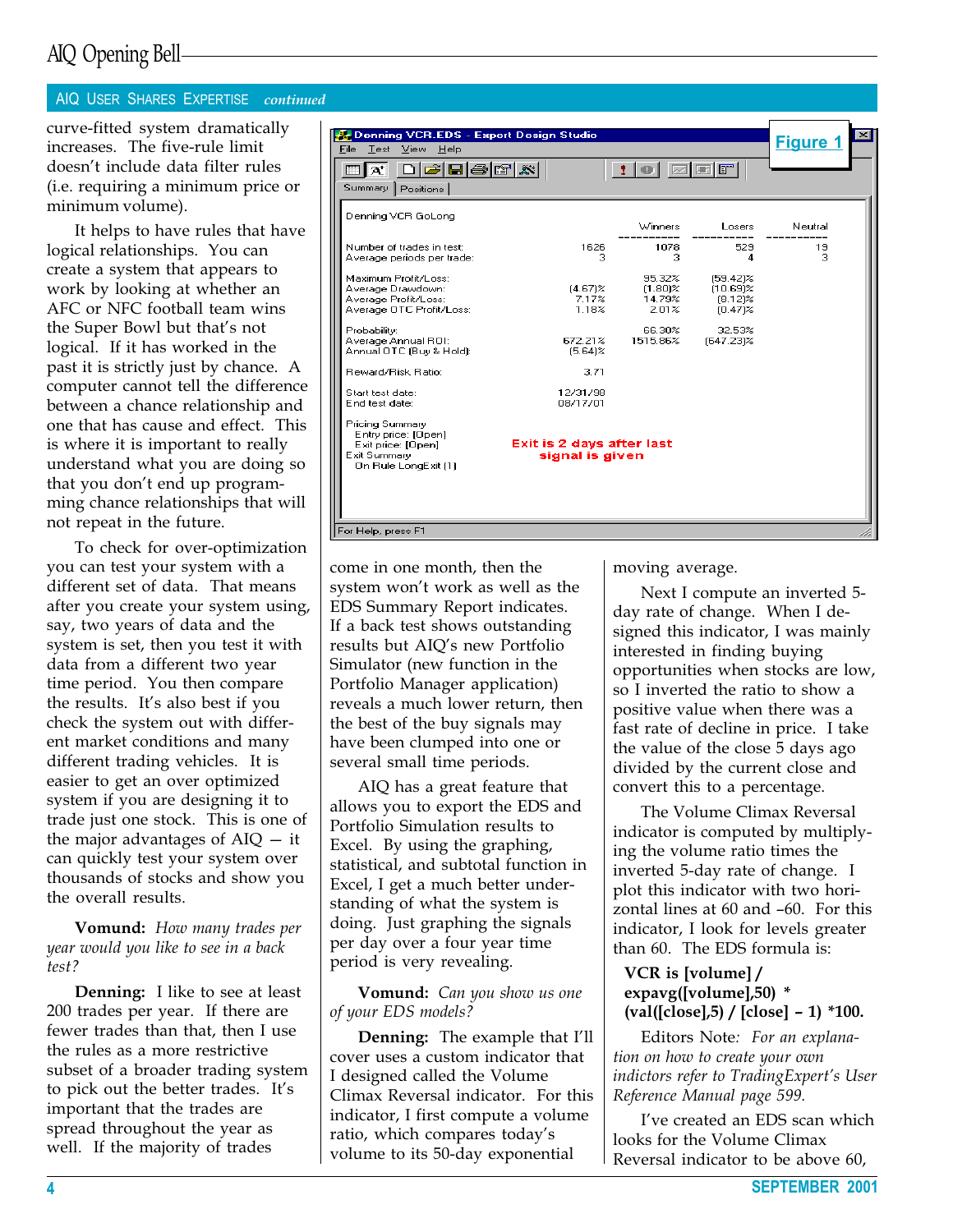## AIQ User Shares Expertise *continued*

curve-fitted system dramatically increases. The five-rule limit doesn't include data filter rules (i.e. requiring a minimum price or minimum volume).

It helps to have rules that have logical relationships. You can create a system that appears to work by looking at whether an AFC or NFC football team wins the Super Bowl but that's not logical. If it has worked in the past it is strictly just by chance. A computer cannot tell the difference between a chance relationship and one that has cause and effect. This is where it is important to really understand what you are doing so that you don't end up programming chance relationships that will not repeat in the future.

To check for over-optimization you can test your system with a different set of data. That means after you create your system using, say, two years of data and the system is set, then you test it with data from a different two year time period. You then compare the results. It's also best if you check the system out with different market conditions and many different trading vehicles. It is easier to get an over optimized system if you are designing it to trade just one stock. This is one of the major advantages of AIQ — it can quickly test your system over thousands of stocks and show you the overall results.

**Vomund:** *How many trades per year would you like to see in a back test?*

**Denning:** I like to see at least 200 trades per year. If there are fewer trades than that, then I use the rules as a more restrictive subset of a broader trading system to pick out the better trades. It's important that the trades are spread throughout the year as well. If the majority of trades come in one month, then the system won't work as well as the EDS Summary Report indicates. If a back test shows outstanding results but AIQ's new Portfolio Simulator (new function in the Portfolio Manager application) reveals a much lower return, then the best of the buy signals may have been clumped into one or several small time periods.

**Figure 1**

Denning VCR.EDS - Expert Design Studio

Denning VCR GoLong

| | | Winners | Losers | Neutral |
|---|---|---|---|---|
| Number of trades in test: | 1626 | 1078 | 529 | 19 |
| Average periods per trade: | 3 | 3 | 4 | 3 |
| Maximum Profit/Loss: | | 95.32% | (59.42)% | |
| Average Drawdown: | (4.67)% | (1.80)% | (10.69)% | |
| Average Profit/Loss: | 7.17% | 14.79% | (8.12)% | |
| Average OTC Profit/Loss: | 1.18% | 2.01% | (0.47)% | |
| Probability: | | 66.30% | 32.53% | |
| Average Annual ROI: | 672.21% | 1515.86% | (647.23)% | |
| Annual OTC (Buy & Hold): | (5.64)% | | | |
| Reward/Risk Ratio: | 3.71 | | | |
| Start test date: | 12/31/98 | | | |
| End test date: | 08/17/01 | | | |

Pricing Summary
Entry price: [Open]
Exit price: [Open]
Exit Summary
On Rule LongExit (1)

Exit is 2 days after last signal is given

AIQ has a great feature that allows you to export the EDS and Portfolio Simulation results to Excel. By using the graphing, statistical, and subtotal function in Excel, I get a much better understanding of what the system is doing. Just graphing the signals per day over a four year time period is very revealing.

**Vomund:** *Can you show us one of your EDS models?*

**Denning:** The example that I'll cover uses a custom indicator that I designed called the Volume Climax Reversal indicator. For this indicator, I first compute a volume ratio, which compares today's volume to its 50-day exponential moving average.

Next I compute an inverted 5-day rate of change. When I designed this indicator, I was mainly interested in finding buying opportunities when stocks are low, so I inverted the ratio to show a positive value when there was a fast rate of decline in price. I take the value of the close 5 days ago divided by the current close and convert this to a percentage.

The Volume Climax Reversal indicator is computed by multiplying the volume ratio times the inverted 5-day rate of change. I plot this indicator with two horizontal lines at 60 and –60. For this indicator, I look for levels greater than 60. The EDS formula is:

**VCR is [volume] / expavg([volume],50) * (val([close],5) / [close] – 1) *100.**

Editors Note*: For an explanation on how to create your own indictors refer to TradingExpert's User Reference Manual page 599.*

I've created an EDS scan which looks for the Volume Climax Reversal indicator to be above 60,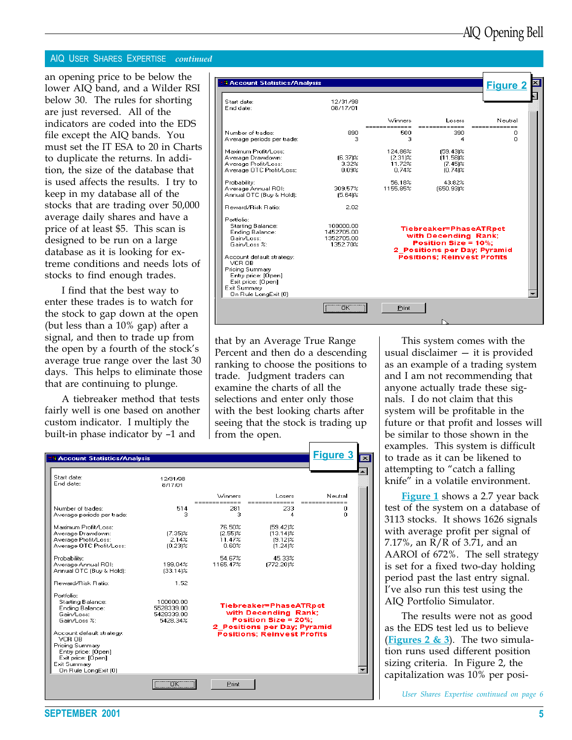## AIQ USER SHARES EXPERTISE *continued*

an opening price to be below the lower AIQ band, and a Wilder RSI below 30. The rules for shorting are just reversed. All of the indicators are coded into the EDS file except the AIQ bands. You must set the IT ESA to 20 in Charts to duplicate the returns. In addition, the size of the database that is used affects the results. I try to keep in my database all of the stocks that are trading over 50,000 average daily shares and have a price of at least $5. This scan is designed to be run on a large database as it is looking for extreme conditions and needs lots of stocks to find enough trades.

I find that the best way to enter these trades is to watch for the stock to gap down at the open (but less than a 10% gap) after a signal, and then to trade up from the open by a fourth of the stock's average true range over the last 30 days. This helps to eliminate those that are continuing to plunge.

A tiebreaker method that tests fairly well is one based on another custom indicator. I multiply the built-in phase indicator by –1 and that by an Average True Range Percent and then do a descending ranking to choose the positions to trade. Judgment traders can examine the charts of all the selections and enter only those with the best looking charts after seeing that the stock is trading up from the open.

**Figure 2**

Account Statistics/Analysis

Start date: 12/31/98
End date: 08/17/01

| | | Winners | Losers | Neutral |
|---|---|---|---|---|
| Number of trades: | 890 | 500 | 390 | 0 |
| Average periods per trade: | 3 | 3 | 4 | 0 |
| Maximum Profit/Loss: | | 124.86% | (59.43)% | |
| Average Drawdown: | (6.37)% | (2.31)% | (11.58)% | |
| Average Profit/Loss: | 3.32% | 11.72% | (7.45)% | |
| Average OTC Profit/Loss: | 0.09% | 0.74% | (0.74)% | |
| Probability: | | 56.18% | 43.82% | |
| Average Annual ROI: | 309.57% | 1155.85% | (650.93)% | |
| Annual OTC (Buy & Hold): | (5.64)% | | | |
| Reward/Risk Ratio: | 2.02 | | | |

Portfolio:
Starting Balance: 100000.00
Ending Balance: 1452705.00
Gain/Loss: 1352705.00
Gain/Loss %: 1352.70%

Account default strategy:
VCR OB
Pricing Summary
Entry price: [Open]
Exit price: [Open]
Exit Summary
On Rule LongExit (0)

Tiebreaker=PhaseATRpct with Decending Rank; Position Size = 10%; 2_Positions per Day; Pyramid Positions; Reinvest Profits

**Figure 3**

Account Statistics/Analysis

Start date: 12/31/98
End date: 8/17/01

| | | Winners | Losers | Neutral |
|---|---|---|---|---|
| Number of trades: | 514 | 281 | 233 | 0 |
| Average periods per trade: | 3 | 3 | 4 | 0 |
| Maximum Profit/Loss: | | 76.50% | (59.42)% | |
| Average Drawdown: | (7.35)% | (2.55)% | (13.14)% | |
| Average Profit/Loss: | 2.14% | 11.47% | (9.12)% | |
| Average OTC Profit/Loss: | (0.23)% | 0.60% | (1.24)% | |
| Probability: | | 54.67% | 45.33% | |
| Average Annual ROI: | 199.04% | 1165.47% | (772.20)% | |
| Annual OTC (Buy & Hold): | (33.14)% | | | |
| Reward/Risk Ratio: | 1.52 | | | |

Portfolio:
Starting Balance: 100000.00
Ending Balance: 5528339.00
Gain/Loss: 5428339.00
Gain/Loss %: 5428.34%

Account default strategy:
VCR OB
Pricing Summary
Entry price: [Open]
Exit price: [Open]
Exit Summary
On Rule LongExit (0)

Tiebreaker=PhaseATRpct with Decending Rank; Position Size = 20%; 2_Positions per Day; Pyramid Positions; Reinvest Profits

This system comes with the usual disclaimer — it is provided as an example of a trading system and I am not recommending that anyone actually trade these signals. I do not claim that this system will be profitable in the future or that profit and losses will be similar to those shown in the examples. This system is difficult to trade as it can be likened to attempting to "catch a falling knife" in a volatile environment.

Figure 1 shows a 2.7 year back test of the system on a database of 3113 stocks. It shows 1626 signals with average profit per signal of 7.17%, an R/R of 3.71, and an AAROI of 672%. The sell strategy is set for a fixed two-day holding period past the last entry signal. I've also run this test using the AIQ Portfolio Simulator.

The results were not as good as the EDS test led us to believe (Figures 2 & 3). The two simulation runs used different position sizing criteria. In Figure 2, the capitalization was 10% per posi-

*User Shares Expertise continued on page 6*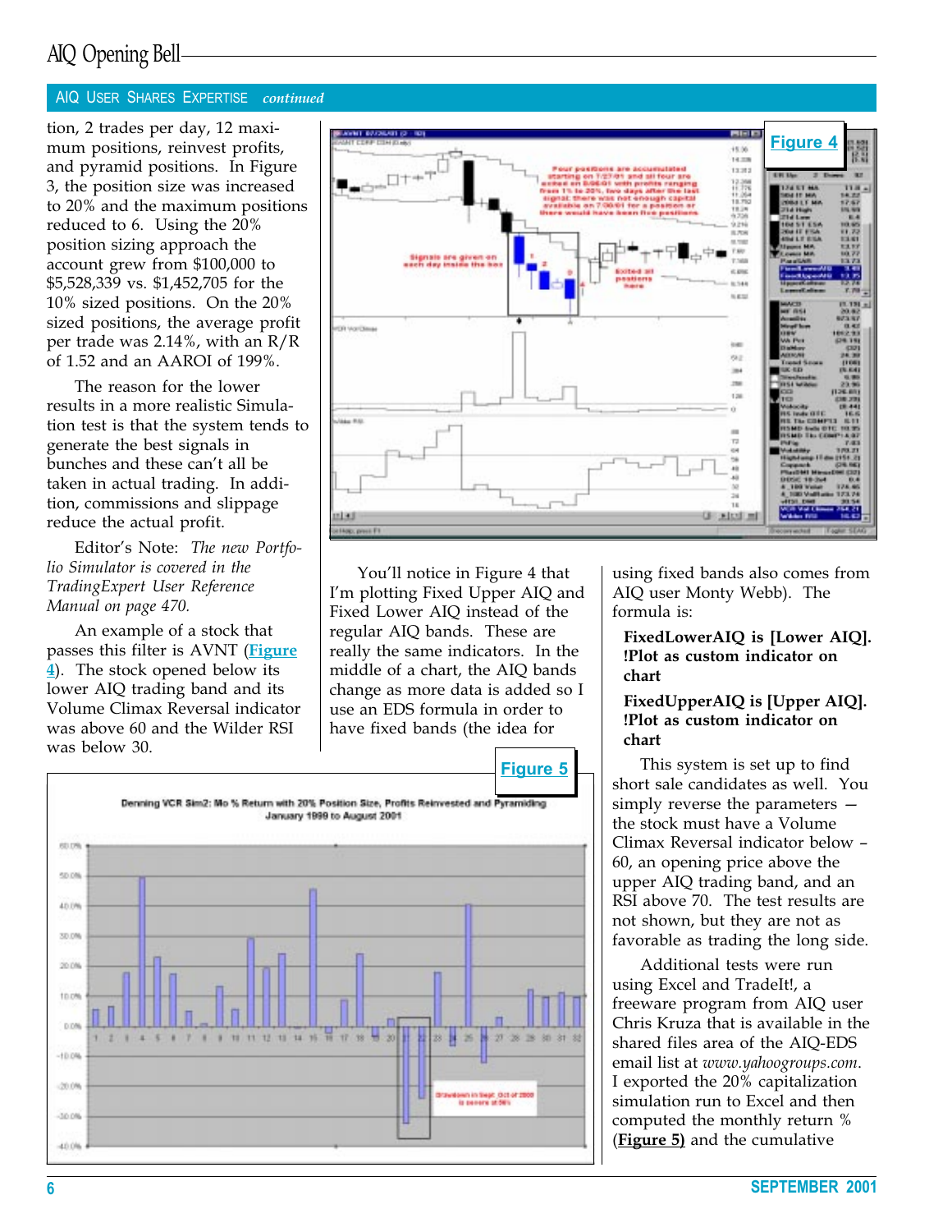## AIQ USER SHARES EXPERTISE *continued*

tion, 2 trades per day, 12 maximum positions, reinvest profits, and pyramid positions. In Figure 3, the position size was increased to 20% and the maximum positions reduced to 6. Using the 20% position sizing approach the account grew from $100,000 to $5,528,339 vs. $1,452,705 for the 10% sized positions. On the 20% sized positions, the average profit per trade was 2.14%, with an R/R of 1.52 and an AAROI of 199%.

The reason for the lower results in a more realistic Simulation test is that the system tends to generate the best signals in bunches and these can't all be taken in actual trading. In addition, commissions and slippage reduce the actual profit.

Editor's Note: *The new Portfolio Simulator is covered in the TradingExpert User Reference Manual on page 470.*

An example of a stock that passes this filter is AVNT (**Figure 4**). The stock opened below its lower AIQ trading band and its Volume Climax Reversal indicator was above 60 and the Wilder RSI was below 30.

**Figure 4**

You'll notice in Figure 4 that I'm plotting Fixed Upper AIQ and Fixed Lower AIQ instead of the regular AIQ bands. These are really the same indicators. In the middle of a chart, the AIQ bands change as more data is added so I use an EDS formula in order to have fixed bands (the idea for using fixed bands also comes from AIQ user Monty Webb). The formula is:

**FixedLowerAIQ is [Lower AIQ]. !Plot as custom indicator on chart**

**FixedUpperAIQ is [Upper AIQ]. !Plot as custom indicator on chart**

This system is set up to find short sale candidates as well. You simply reverse the parameters — the stock must have a Volume Climax Reversal indicator below –60, an opening price above the upper AIQ trading band, and an RSI above 70. The test results are not shown, but they are not as favorable as trading the long side.

Additional tests were run using Excel and TradeIt!, a freeware program from AIQ user Chris Kruza that is available in the shared files area of the AIQ-EDS email list at *www.yahoogroups.com*. I exported the 20% capitalization simulation run to Excel and then computed the monthly return % (**Figure 5)** and the cumulative

**Figure 5**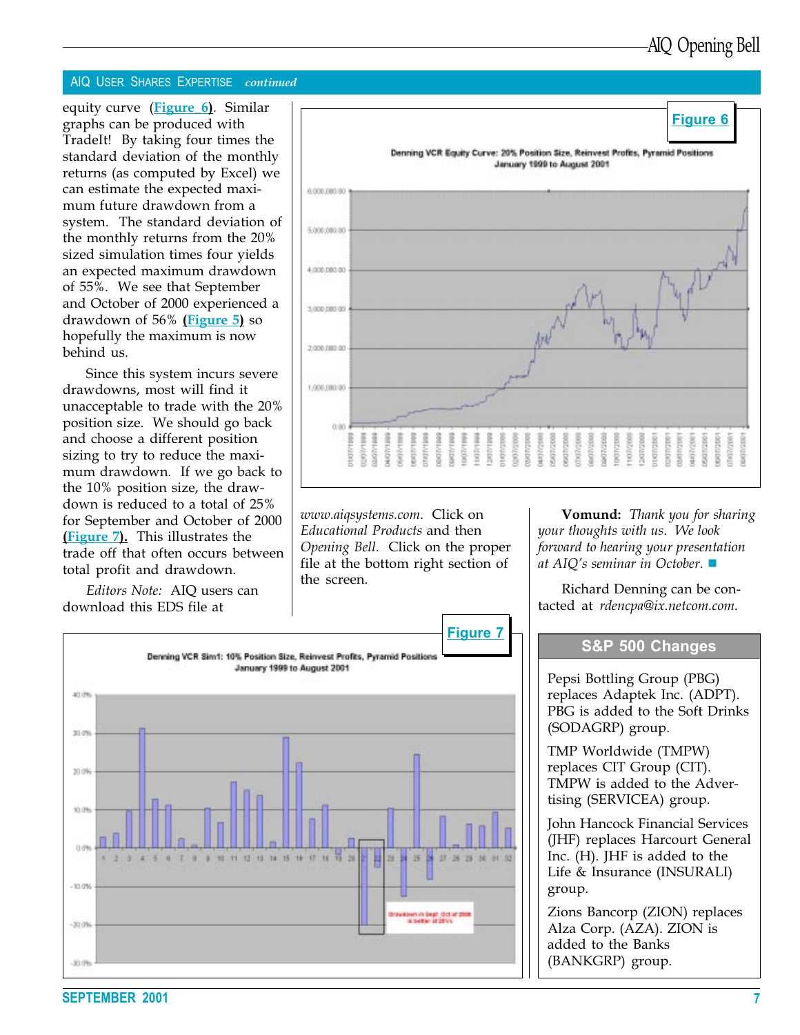## AIQ USER SHARES EXPERTISE *continued*

equity curve (Figure 6). Similar graphs can be produced with TradeIt! By taking four times the standard deviation of the monthly returns (as computed by Excel) we can estimate the expected maximum future drawdown from a system. The standard deviation of the monthly returns from the 20% sized simulation times four yields an expected maximum drawdown of 55%. We see that September and October of 2000 experienced a drawdown of 56% (Figure 5) so hopefully the maximum is now behind us.

Since this system incurs severe drawdowns, most will find it unacceptable to trade with the 20% position size. We should go back and choose a different position sizing to try to reduce the maximum drawdown. If we go back to the 10% position size, the drawdown is reduced to a total of 25% for September and October of 2000 (Figure 7). This illustrates the trade off that often occurs between total profit and drawdown.

*Editors Note:* AIQ users can download this EDS file at *www.aiqsystems.com*. Click on *Educational Products* and then *Opening Bell*. Click on the proper file at the bottom right section of the screen.

**Figure 6**

Denning VCR Equity Curve: 20% Position Size, Reinvest Profits, Pyramid Positions
January 1999 to August 2001

**Vomund:** *Thank you for sharing your thoughts with us. We look forward to hearing your presentation at AIQ's seminar in October.* ■

Richard Denning can be contacted at *rdencpa@ix.netcom.com.*

**Figure 7**

Denning VCR Sim1: 10% Position Size, Reinvest Profits, Pyramid Positions
January 1999 to August 2001

Drawdown in Sept, Oct of 2000 is better at 25%

### S&P 500 Changes

Pepsi Bottling Group (PBG) replaces Adaptek Inc. (ADPT). PBG is added to the Soft Drinks (SODAGRP) group.

TMP Worldwide (TMPW) replaces CIT Group (CIT). TMPW is added to the Advertising (SERVICEA) group.

John Hancock Financial Services (JHF) replaces Harcourt General Inc. (H). JHF is added to the Life & Insurance (INSURALI) group.

Zions Bancorp (ZION) replaces Alza Corp. (AZA). ZION is added to the Banks (BANKGRP) group.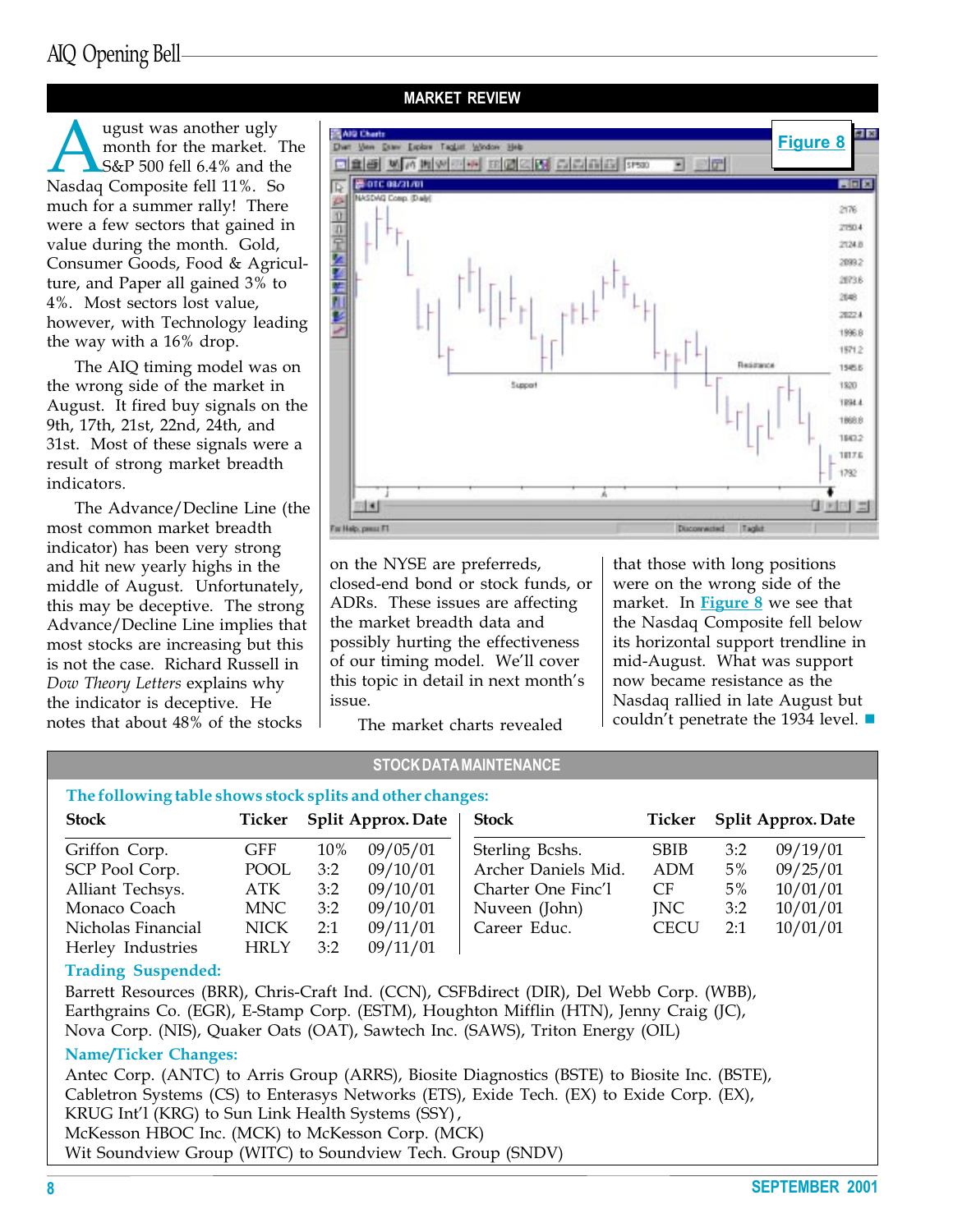## MARKET REVIEW

August was another ugly month for the market. The S&P 500 fell 6.4% and the Nasdaq Composite fell 11%. So much for a summer rally! There were a few sectors that gained in value during the month. Gold, Consumer Goods, Food & Agriculture, and Paper all gained 3% to 4%. Most sectors lost value, however, with Technology leading the way with a 16% drop.

The AIQ timing model was on the wrong side of the market in August. It fired buy signals on the 9th, 17th, 21st, 22nd, 24th, and 31st. Most of these signals were a result of strong market breadth indicators.

The Advance/Decline Line (the most common market breadth indicator) has been very strong and hit new yearly highs in the middle of August. Unfortunately, this may be deceptive. The strong Advance/Decline Line implies that most stocks are increasing but this is not the case. Richard Russell in *Dow Theory Letters* explains why the indicator is deceptive. He notes that about 48% of the stocks on the NYSE are preferreds, closed-end bond or stock funds, or ADRs. These issues are affecting the market breadth data and possibly hurting the effectiveness of our timing model. We'll cover this topic in detail in next month's issue.

Figure 8

NASDAQ Comp. (Daily)

Support

Resistance

2176
2150.4
2124.8
2099.2
2073.6
2048
2022.4
1996.8
1971.2
1945.6
1920
1894.4
1868.8
1843.2
1817.6
1792

The market charts revealed that those with long positions were on the wrong side of the market. In Figure 8 we see that the Nasdaq Composite fell below its horizontal support trendline in mid-August. What was support now became resistance as the Nasdaq rallied in late August but couldn't penetrate the 1934 level. ■

## STOCK DATA MAINTENANCE

**The following table shows stock splits and other changes:**

| Stock | Ticker | Split | Approx. Date |
|---|---|---|---|
| Griffon Corp. | GFF | 10% | 09/05/01 |
| SCP Pool Corp. | POOL | 3:2 | 09/10/01 |
| Alliant Techsys. | ATK | 3:2 | 09/10/01 |
| Monaco Coach | MNC | 3:2 | 09/10/01 |
| Nicholas Financial | NICK | 2:1 | 09/11/01 |
| Herley Industries | HRLY | 3:2 | 09/11/01 |
| Sterling Bcshs. | SBIB | 3:2 | 09/19/01 |
| Archer Daniels Mid. | ADM | 5% | 09/25/01 |
| Charter One Finc'l | CF | 5% | 10/01/01 |
| Nuveen (John) | JNC | 3:2 | 10/01/01 |
| Career Educ. | CECU | 2:1 | 10/01/01 |

**Trading Suspended:**

Barrett Resources (BRR), Chris-Craft Ind. (CCN), CSFBdirect (DIR), Del Webb Corp. (WBB), Earthgrains Co. (EGR), E-Stamp Corp. (ESTM), Houghton Mifflin (HTN), Jenny Craig (JC), Nova Corp. (NIS), Quaker Oats (OAT), Sawtech Inc. (SAWS), Triton Energy (OIL)

**Name/Ticker Changes:**

Antec Corp. (ANTC) to Arris Group (ARRS), Biosite Diagnostics (BSTE) to Biosite Inc. (BSTE),
Cabletron Systems (CS) to Enterasys Networks (ETS), Exide Tech. (EX) to Exide Corp. (EX),
KRUG Int'l (KRG) to Sun Link Health Systems (SSY),
McKesson HBOC Inc. (MCK) to McKesson Corp. (MCK)
Wit Soundview Group (WITC) to Soundview Tech. Group (SNDV)